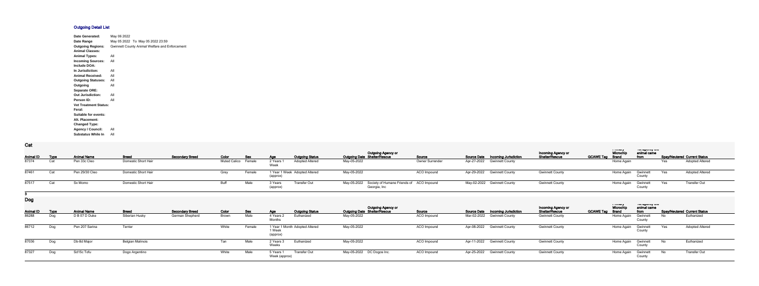# Outgoing Detail List

| | |
|---|---|
| **Date Generated:** | May 06 2022 |
| **Date Range** | May 05 2022 To May 05 2022 23:59 |
| **Outgoing Regions:** | Gwinnett County Animal Welfare and Enforcement |
| **Animal Classes:** | |
| **Animal Types:** | All |
| **Incoming Sources:** | All |
| **Include DOA:** | |
| **In Jurisdiction:** | All |
| **Animal Received:** | All |
| **Outgoing Statuses:** | All |
| **Outgoing** | All |
| **Separate ORE:** | |
| **Out Jurisdiction:** | All |
| **Person ID:** | All |
| **Vet Treatment Status:** | |
| **Feral:** | |
| **Suitable for events:** | |
| **Alt. Placement:** | |
| **Changed Type:** | |
| **Agency / Council:** | All |
| **Substatus While In** | All |

## Cat

| Animal ID | Type | Animal Name | Breed | Secondary Breed | Color | Sex | Age | Outgoing Status | Outgoing Date | Outgoing Agency or Shelter/Rescue | Source | Source Date | Incoming Jurisdiction | Incoming Agency or Shelter/Rescue | GCAWE Tag | Primary Microchip Brand | Rec agency the animal came from | Spay/Neutered | Current Status |
|---|---|---|---|---|---|---|---|---|---|---|---|---|---|---|---|---|---|---|---|
| 87374 | Cat | Pen 33c Cleo | Domestic Short Hair | | Muted Calico | Female | 2 Years 1 Week | Adopted Altered | May-05-2022 | | Owner Surrender | Apr-27-2022 | Gwinnett County | | | Home Again | | Yes | Adopted Altered |
| 87461 | Cat | Pen 29/30 Cleo | Domestic Short Hair | | Grey | Female | 1 Year 1 Week (approx) | Adopted Altered | May-05-2022 | | ACO Impound | Apr-29-2022 | Gwinnett County | Gwinnett County | | Home Again | Gwinnett County | Yes | Adopted Altered |
| 87517 | Cat | Sx Momo | Domestic Short Hair | | Buff | Male | 3 Years (approx) | Transfer Out | May-05-2022 | Society of Humane Friends of Georgia, Inc | ACO Impound | May-02-2022 | Gwinnett County | Gwinnett County | | Home Again | Gwinnett County | Yes | Transfer Out |

**3**

## Dog

| Animal ID | Type | Animal Name | Breed | Secondary Breed | Color | Sex | Age | Outgoing Status | Outgoing Date | Outgoing Agency or Shelter/Rescue | Source | Source Date | Incoming Jurisdiction | Incoming Agency or Shelter/Rescue | GCAWE Tag | Primary Microchip Brand | Rec agency the animal came from | Spay/Neutered | Current Status |
|---|---|---|---|---|---|---|---|---|---|---|---|---|---|---|---|---|---|---|---|
| 86288 | Dog | D B 07 D Duke | Siberian Husky | German Shepherd | Brown | Male | 4 Years 2 Months | Euthanized | May-05-2022 | | ACO Impound | Mar-02-2022 | Gwinnett County | Gwinnett County | | Home Again | Gwinnett County | No | Euthanized |
| 86712 | Dog | Pen 207 Sarina | Terrier | | White | Female | 1 Year 1 Month 1 Week (approx) | Adopted Altered | May-05-2022 | | ACO Impound | Apr-08-2022 | Gwinnett County | Gwinnett County | | Home Again | Gwinnett County | Yes | Adopted Altered |
| 87036 | Dog | Db-8d Major | Belgian Malinois | | Tan | Male | 2 Years 3 Weeks | Euthanized | May-05-2022 | | ACO Impound | Apr-11-2022 | Gwinnett County | Gwinnett County | | Home Again | Gwinnett County | No | Euthanized |
| 87327 | Dog | Sd15c Tofu | Dogo Argentino | | White | Male | 5 Years 1 Week (approx) | Transfer Out | May-05-2022 | DC Dogos Inc. | ACO Impound | Apr-25-2022 | Gwinnett County | Gwinnett County | | Home Again | Gwinnett County | No | Transfer Out |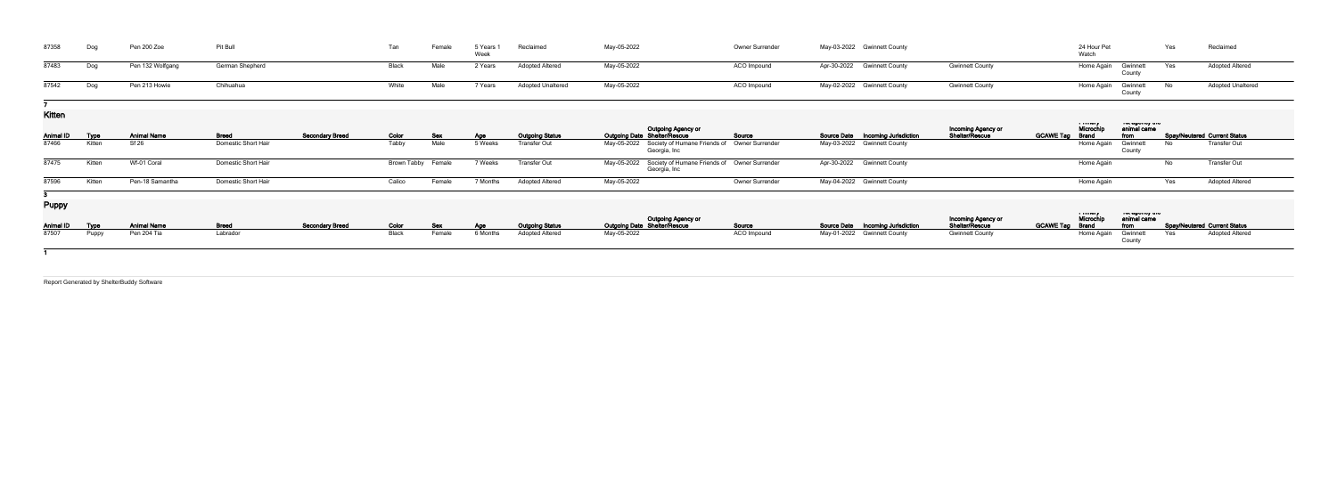| | | | | | | | | | | | | | | | | | | | |
|---|---|---|---|---|---|---|---|---|---|---|---|---|---|---|---|---|---|---|---|
| 87358 | Dog | Pen 200 Zoe | Pit Bull | | Tan | Female | 5 Years 1 Week | Reclaimed | May-05-2022 | | Owner Surrender | May-03-2022 | Gwinnett County | | | 24 Hour Pet Watch | | Yes | Reclaimed |
| 87483 | Dog | Pen 132 Wolfgang | German Shepherd | | Black | Male | 2 Years | Adopted Altered | May-05-2022 | | ACO Impound | Apr-30-2022 | Gwinnett County | Gwinnett County | | Home Again | Gwinnett County | Yes | Adopted Altered |
| 87542 | Dog | Pen 213 Howie | Chihuahua | | White | Male | 7 Years | Adopted Unaltered | May-05-2022 | | ACO Impound | May-02-2022 | Gwinnett County | Gwinnett County | | Home Again | Gwinnett County | No | Adopted Unaltered |

**7**

## Kitten

| Animal ID | Type | Animal Name | Breed | Secondary Breed | Color | Sex | Age | Outgoing Status | Outgoing Date | Outgoing Agency or Shelter/Rescue | Source | Source Date | Incoming Jurisdiction | Incoming Agency or Shelter/Rescue | GCAWE Tag | Primary Microchip Brand | Vet agency the animal came from | Spay/Neutered | Current Status |
|---|---|---|---|---|---|---|---|---|---|---|---|---|---|---|---|---|---|---|---|
| 87466 | Kitten | Sf 26 | Domestic Short Hair | | Tabby | Male | 5 Weeks | Transfer Out | May-05-2022 | Society of Humane Friends of Georgia, Inc | Owner Surrender | May-03-2022 | Gwinnett County | | | Home Again | Gwinnett County | No | Transfer Out |
| 87475 | Kitten | Wf-01 Coral | Domestic Short Hair | | Brown Tabby | Female | 7 Weeks | Transfer Out | May-05-2022 | Society of Humane Friends of Georgia, Inc | Owner Surrender | Apr-30-2022 | Gwinnett County | | | Home Again | | No | Transfer Out |
| 87596 | Kitten | Pen-18 Samantha | Domestic Short Hair | | Calico | Female | 7 Months | Adopted Altered | May-05-2022 | | Owner Surrender | May-04-2022 | Gwinnett County | | | Home Again | | Yes | Adopted Altered |

**3**

## Puppy

| Animal ID | Type | Animal Name | Breed | Secondary Breed | Color | Sex | Age | Outgoing Status | Outgoing Date | Outgoing Agency or Shelter/Rescue | Source | Source Date | Incoming Jurisdiction | Incoming Agency or Shelter/Rescue | GCAWE Tag | Primary Microchip Brand | Vet agency the animal came from | Spay/Neutered | Current Status |
|---|---|---|---|---|---|---|---|---|---|---|---|---|---|---|---|---|---|---|---|
| 87507 | Puppy | Pen 204 Tia | Labrador | | Black | Female | 6 Months | Adopted Altered | May-05-2022 | | ACO Impound | May-01-2022 | Gwinnett County | Gwinnett County | | Home Again | Gwinnett County | Yes | Adopted Altered |

**1**

Report Generated by ShelterBuddy Software